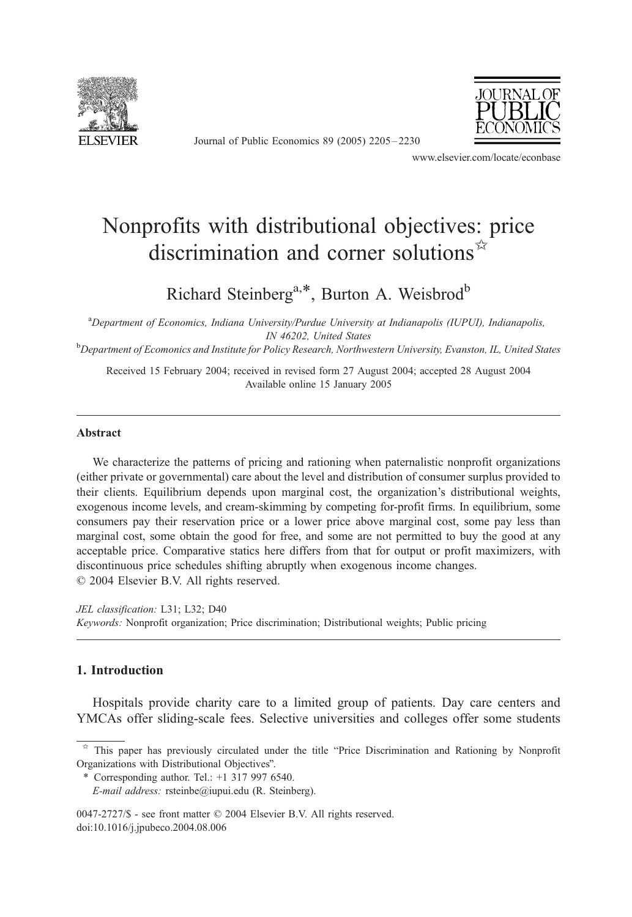# Nonprofits with distributional objectives: price discrimination and corner solutions[☆]

Richard Steinberg[a,*], Burton A. Weisbrod[b]

[a]Department of Economics, Indiana University/Purdue University at Indianapolis (IUPUI), Indianapolis, IN 46202, United States

[b]Department of Ecomonics and Institute for Policy Research, Northwestern University, Evanston, IL, United States

Received 15 February 2004; received in revised form 27 August 2004; accepted 28 August 2004
Available online 15 January 2005

### Abstract

We characterize the patterns of pricing and rationing when paternalistic nonprofit organizations (either private or governmental) care about the level and distribution of consumer surplus provided to their clients. Equilibrium depends upon marginal cost, the organization's distributional weights, exogenous income levels, and cream-skimming by competing for-profit firms. In equilibrium, some consumers pay their reservation price or a lower price above marginal cost, some pay less than marginal cost, some obtain the good for free, and some are not permitted to buy the good at any acceptable price. Comparative statics here differs from that for output or profit maximizers, with discontinuous price schedules shifting abruptly when exogenous income changes.
© 2004 Elsevier B.V. All rights reserved.

*JEL classification:* L31; L32; D40

*Keywords:* Nonprofit organization; Price discrimination; Distributional weights; Public pricing

## 1. Introduction

Hospitals provide charity care to a limited group of patients. Day care centers and YMCAs offer sliding-scale fees. Selective universities and colleges offer some students

---

☆ This paper has previously circulated under the title "Price Discrimination and Rationing by Nonprofit Organizations with Distributional Objectives".

\* Corresponding author. Tel.: +1 317 997 6540.
*E-mail address:* rsteinbe@iupui.edu (R. Steinberg).

0047-2727/$ - see front matter © 2004 Elsevier B.V. All rights reserved.
doi:10.1016/j.jpubeco.2004.08.006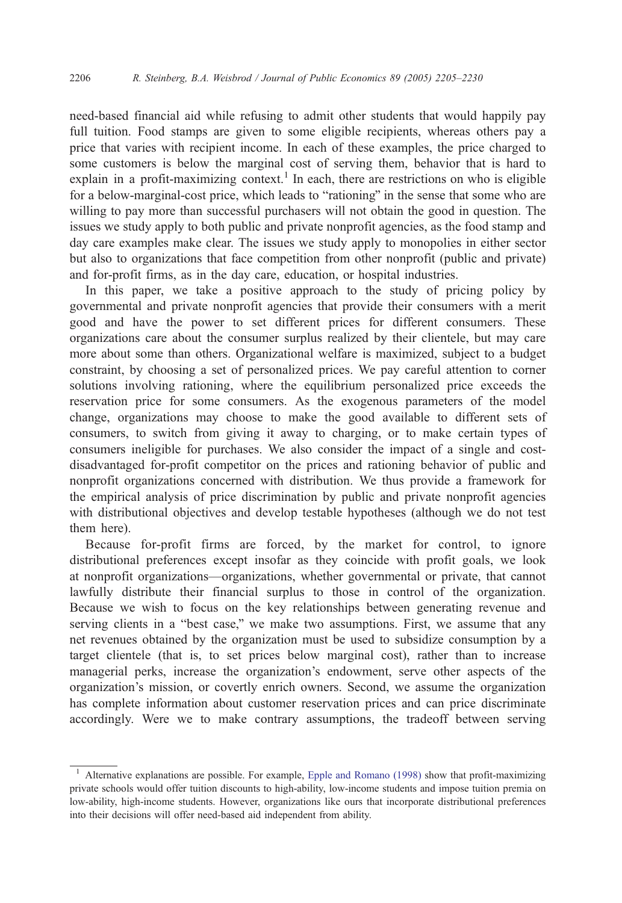need-based financial aid while refusing to admit other students that would happily pay full tuition. Food stamps are given to some eligible recipients, whereas others pay a price that varies with recipient income. In each of these examples, the price charged to some customers is below the marginal cost of serving them, behavior that is hard to explain in a profit-maximizing context.[1] In each, there are restrictions on who is eligible for a below-marginal-cost price, which leads to "rationing" in the sense that some who are willing to pay more than successful purchasers will not obtain the good in question. The issues we study apply to both public and private nonprofit agencies, as the food stamp and day care examples make clear. The issues we study apply to monopolies in either sector but also to organizations that face competition from other nonprofit (public and private) and for-profit firms, as in the day care, education, or hospital industries.

In this paper, we take a positive approach to the study of pricing policy by governmental and private nonprofit agencies that provide their consumers with a merit good and have the power to set different prices for different consumers. These organizations care about the consumer surplus realized by their clientele, but may care more about some than others. Organizational welfare is maximized, subject to a budget constraint, by choosing a set of personalized prices. We pay careful attention to corner solutions involving rationing, where the equilibrium personalized price exceeds the reservation price for some consumers. As the exogenous parameters of the model change, organizations may choose to make the good available to different sets of consumers, to switch from giving it away to charging, or to make certain types of consumers ineligible for purchases. We also consider the impact of a single and cost-disadvantaged for-profit competitor on the prices and rationing behavior of public and nonprofit organizations concerned with distribution. We thus provide a framework for the empirical analysis of price discrimination by public and private nonprofit agencies with distributional objectives and develop testable hypotheses (although we do not test them here).

Because for-profit firms are forced, by the market for control, to ignore distributional preferences except insofar as they coincide with profit goals, we look at nonprofit organizations—organizations, whether governmental or private, that cannot lawfully distribute their financial surplus to those in control of the organization. Because we wish to focus on the key relationships between generating revenue and serving clients in a "best case," we make two assumptions. First, we assume that any net revenues obtained by the organization must be used to subsidize consumption by a target clientele (that is, to set prices below marginal cost), rather than to increase managerial perks, increase the organization's endowment, serve other aspects of the organization's mission, or covertly enrich owners. Second, we assume the organization has complete information about customer reservation prices and can price discriminate accordingly. Were we to make contrary assumptions, the tradeoff between serving

[1] Alternative explanations are possible. For example, Epple and Romano (1998) show that profit-maximizing private schools would offer tuition discounts to high-ability, low-income students and impose tuition premia on low-ability, high-income students. However, organizations like ours that incorporate distributional preferences into their decisions will offer need-based aid independent from ability.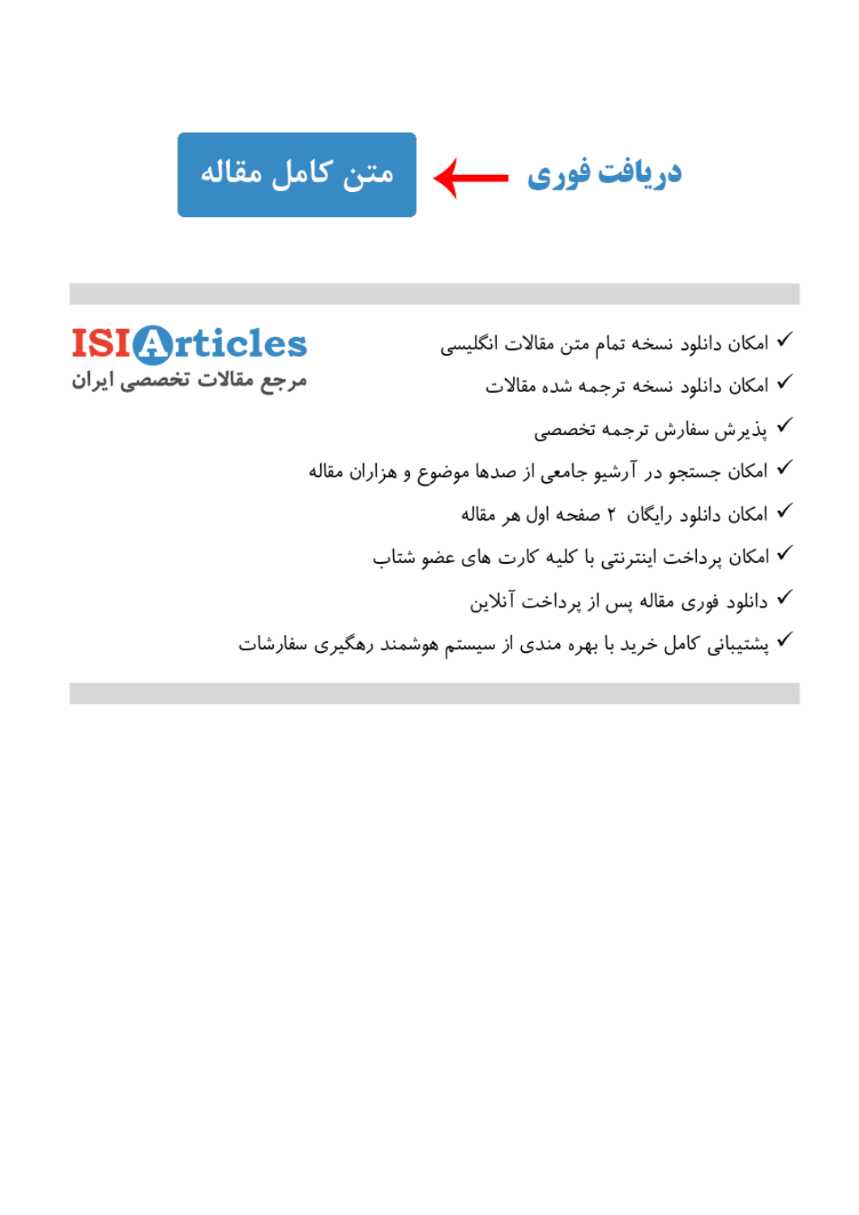دریافت فوری ← **متن کامل مقاله**

**ISIArticles**

مرجع مقالات تخصصی ایران

- ✓ امکان دانلود نسخه تمام متن مقالات انگلیسی
- ✓ امکان دانلود نسخه ترجمه شده مقالات
- ✓ پذیرش سفارش ترجمه تخصصی
- ✓ امکان جستجو در آرشیو جامعی از صدها موضوع و هزاران مقاله
- ✓ امکان دانلود رایگان ۲ صفحه اول هر مقاله
- ✓ امکان پرداخت اینترنتی با کلیه کارت های عضو شتاب
- ✓ دانلود فوری مقاله پس از پرداخت آنلاین
- ✓ پشتیبانی کامل خرید با بهره مندی از سیستم هوشمند رهگیری سفارشات